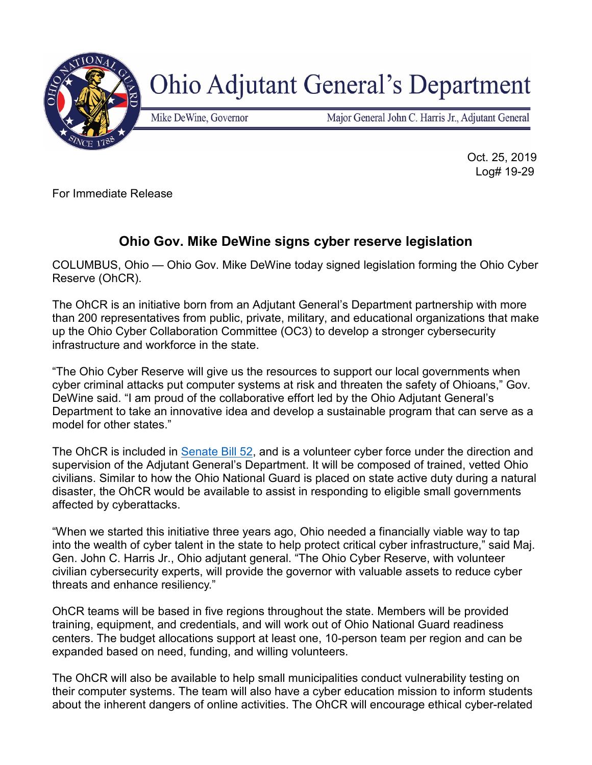# Ohio Adjutant General's Department

Mike DeWine, Governor — Major General John C. Harris Jr., Adjutant General

Oct. 25, 2019
Log# 19-29

For Immediate Release

## Ohio Gov. Mike DeWine signs cyber reserve legislation

COLUMBUS, Ohio — Ohio Gov. Mike DeWine today signed legislation forming the Ohio Cyber Reserve (OhCR).

The OhCR is an initiative born from an Adjutant General's Department partnership with more than 200 representatives from public, private, military, and educational organizations that make up the Ohio Cyber Collaboration Committee (OC3) to develop a stronger cybersecurity infrastructure and workforce in the state.

"The Ohio Cyber Reserve will give us the resources to support our local governments when cyber criminal attacks put computer systems at risk and threaten the safety of Ohioans," Gov. DeWine said. "I am proud of the collaborative effort led by the Ohio Adjutant General's Department to take an innovative idea and develop a sustainable program that can serve as a model for other states."

The OhCR is included in Senate Bill 52, and is a volunteer cyber force under the direction and supervision of the Adjutant General's Department. It will be composed of trained, vetted Ohio civilians. Similar to how the Ohio National Guard is placed on state active duty during a natural disaster, the OhCR would be available to assist in responding to eligible small governments affected by cyberattacks.

"When we started this initiative three years ago, Ohio needed a financially viable way to tap into the wealth of cyber talent in the state to help protect critical cyber infrastructure," said Maj. Gen. John C. Harris Jr., Ohio adjutant general. "The Ohio Cyber Reserve, with volunteer civilian cybersecurity experts, will provide the governor with valuable assets to reduce cyber threats and enhance resiliency."

OhCR teams will be based in five regions throughout the state. Members will be provided training, equipment, and credentials, and will work out of Ohio National Guard readiness centers. The budget allocations support at least one, 10-person team per region and can be expanded based on need, funding, and willing volunteers.

The OhCR will also be available to help small municipalities conduct vulnerability testing on their computer systems. The team will also have a cyber education mission to inform students about the inherent dangers of online activities. The OhCR will encourage ethical cyber-related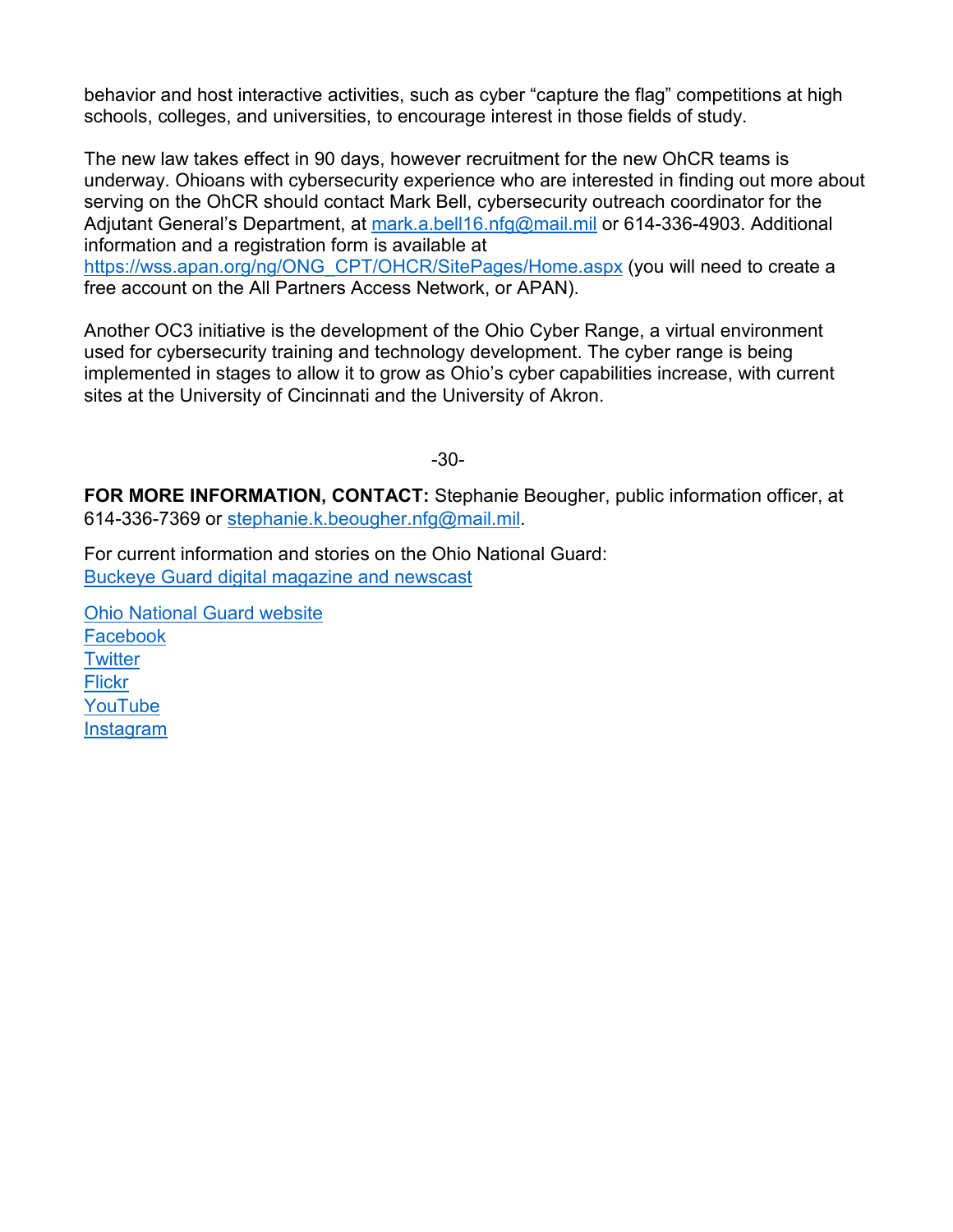behavior and host interactive activities, such as cyber "capture the flag" competitions at high schools, colleges, and universities, to encourage interest in those fields of study.

The new law takes effect in 90 days, however recruitment for the new OhCR teams is underway. Ohioans with cybersecurity experience who are interested in finding out more about serving on the OhCR should contact Mark Bell, cybersecurity outreach coordinator for the Adjutant General's Department, at mark.a.bell16.nfg@mail.mil or 614-336-4903. Additional information and a registration form is available at https://wss.apan.org/ng/ONG_CPT/OHCR/SitePages/Home.aspx (you will need to create a free account on the All Partners Access Network, or APAN).

Another OC3 initiative is the development of the Ohio Cyber Range, a virtual environment used for cybersecurity training and technology development. The cyber range is being implemented in stages to allow it to grow as Ohio's cyber capabilities increase, with current sites at the University of Cincinnati and the University of Akron.

-30-

**FOR MORE INFORMATION, CONTACT:** Stephanie Beougher, public information officer, at 614-336-7369 or stephanie.k.beougher.nfg@mail.mil.

For current information and stories on the Ohio National Guard:
Buckeye Guard digital magazine and newscast

Ohio National Guard website
Facebook
Twitter
Flickr
YouTube
Instagram